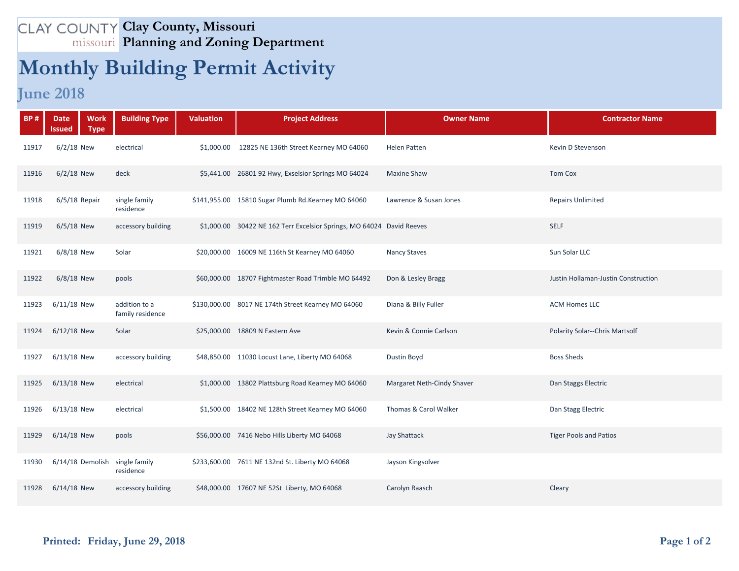# Clay County, Missouri
## Planning and Zoning Department

# Monthly Building Permit Activity

## June 2018

| BP # | Date Issued | Work Type | Building Type | Valuation | Project Address | Owner Name | Contractor Name |
|---|---|---|---|---|---|---|---|
| 11917 | 6/2/18 | New | electrical | $1,000.00 | 12825 NE 136th Street Kearney MO 64060 | Helen Patten | Kevin D Stevenson |
| 11916 | 6/2/18 | New | deck | $5,441.00 | 26801 92 Hwy, Exselsior Springs MO 64024 | Maxine Shaw | Tom Cox |
| 11918 | 6/5/18 | Repair | single family residence | $141,955.00 | 15810 Sugar Plumb Rd.Kearney MO 64060 | Lawrence & Susan Jones | Repairs Unlimited |
| 11919 | 6/5/18 | New | accessory building | $1,000.00 | 30422 NE 162 Terr Excelsior Springs, MO 64024 | David Reeves | SELF |
| 11921 | 6/8/18 | New | Solar | $20,000.00 | 16009 NE 116th St Kearney MO 64060 | Nancy Staves | Sun Solar LLC |
| 11922 | 6/8/18 | New | pools | $60,000.00 | 18707 Fightmaster Road Trimble MO 64492 | Don & Lesley Bragg | Justin Hollaman-Justin Construction |
| 11923 | 6/11/18 | New | addition to a family residence | $130,000.00 | 8017 NE 174th Street Kearney MO 64060 | Diana & Billy Fuller | ACM Homes LLC |
| 11924 | 6/12/18 | New | Solar | $25,000.00 | 18809 N Eastern Ave | Kevin & Connie Carlson | Polarity Solar--Chris Martsolf |
| 11927 | 6/13/18 | New | accessory building | $48,850.00 | 11030 Locust Lane, Liberty MO 64068 | Dustin Boyd | Boss Sheds |
| 11925 | 6/13/18 | New | electrical | $1,000.00 | 13802 Plattsburg Road Kearney MO 64060 | Margaret Neth-Cindy Shaver | Dan Staggs Electric |
| 11926 | 6/13/18 | New | electrical | $1,500.00 | 18402 NE 128th Street Kearney MO 64060 | Thomas & Carol Walker | Dan Stagg Electric |
| 11929 | 6/14/18 | New | pools | $56,000.00 | 7416 Nebo Hills Liberty MO 64068 | Jay Shattack | Tiger Pools and Patios |
| 11930 | 6/14/18 | Demolish | single family residence | $233,600.00 | 7611 NE 132nd St. Liberty MO 64068 | Jayson Kingsolver | |
| 11928 | 6/14/18 | New | accessory building | $48,000.00 | 17607 NE 52St Liberty, MO 64068 | Carolyn Raasch | Cleary |

**Printed: Friday, June 29, 2018**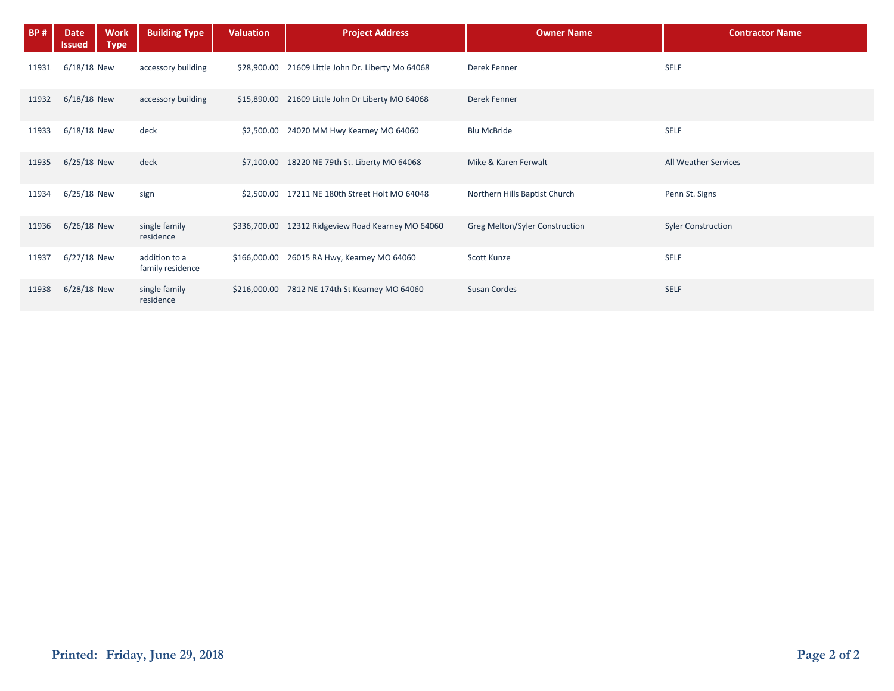| BP # | Date Issued | Work Type | Building Type | Valuation | Project Address | Owner Name | Contractor Name |
|---|---|---|---|---|---|---|---|
| 11931 | 6/18/18 | New | accessory building | $28,900.00 | 21609 Little John Dr. Liberty Mo 64068 | Derek Fenner | SELF |
| 11932 | 6/18/18 | New | accessory building | $15,890.00 | 21609 Little John Dr Liberty MO 64068 | Derek Fenner | |
| 11933 | 6/18/18 | New | deck | $2,500.00 | 24020 MM Hwy Kearney MO 64060 | Blu McBride | SELF |
| 11935 | 6/25/18 | New | deck | $7,100.00 | 18220 NE 79th St. Liberty MO 64068 | Mike & Karen Ferwalt | All Weather Services |
| 11934 | 6/25/18 | New | sign | $2,500.00 | 17211 NE 180th Street Holt MO 64048 | Northern Hills Baptist Church | Penn St. Signs |
| 11936 | 6/26/18 | New | single family residence | $336,700.00 | 12312 Ridgeview Road Kearney MO 64060 | Greg Melton/Syler Construction | Syler Construction |
| 11937 | 6/27/18 | New | addition to a family residence | $166,000.00 | 26015 RA Hwy, Kearney MO 64060 | Scott Kunze | SELF |
| 11938 | 6/28/18 | New | single family residence | $216,000.00 | 7812 NE 174th St Kearney MO 64060 | Susan Cordes | SELF |

**Printed: Friday, June 29, 2018**